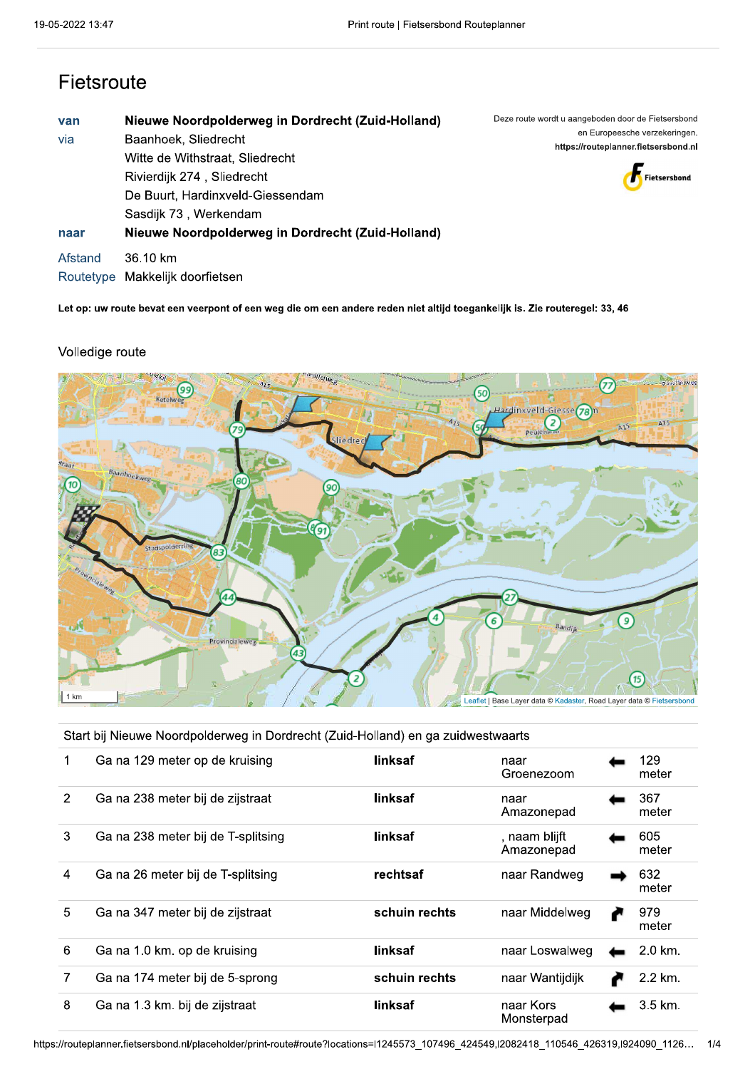# Fietsroute

| | |
|---|---|
| van | **Nieuwe Noordpolderweg in Dordrecht (Zuid-Holland)** |
| via | Baanhoek, Sliedrecht |
| | Witte de Withstraat, Sliedrecht |
| | Rivierdijk 274 , Sliedrecht |
| | De Buurt, Hardinxveld-Giessendam |
| | Sasdijk 73 , Werkendam |
| naar | **Nieuwe Noordpolderweg in Dordrecht (Zuid-Holland)** |
| Afstand | 36.10 km |
| Routetype | Makkelijk doorfietsen |

Deze route wordt u aangeboden door de Fietsersbond en Europeesche verzekeringen.
**https://routeplanner.fietsersbond.nl**

**Let op: uw route bevat een veerpont of een weg die om een andere reden niet altijd toegankelijk is. Zie routeregel: 33, 46**

## Volledige route

Leaflet | Base Layer data © Kadaster, Road Layer data © Fietsersbond

Start bij Nieuwe Noordpolderweg in Dordrecht (Zuid-Holland) en ga zuidwestwaarts

| | | | | | |
|---|---|---|---|---|---|
| 1 | Ga na 129 meter op de kruising | **linksaf** | naar Groenezoom | ⬅ | 129 meter |
| 2 | Ga na 238 meter bij de zijstraat | **linksaf** | naar Amazonepad | ⬅ | 367 meter |
| 3 | Ga na 238 meter bij de T-splitsing | **linksaf** | , naam blijft Amazonepad | ⬅ | 605 meter |
| 4 | Ga na 26 meter bij de T-splitsing | **rechtsaf** | naar Randweg | ➡ | 632 meter |
| 5 | Ga na 347 meter bij de zijstraat | **schuin rechts** | naar Middelweg | ↱ | 979 meter |
| 6 | Ga na 1.0 km. op de kruising | **linksaf** | naar Loswalweg | ⬅ | 2.0 km. |
| 7 | Ga na 174 meter bij de 5-sprong | **schuin rechts** | naar Wantijdijk | ↱ | 2.2 km. |
| 8 | Ga na 1.3 km. bij de zijstraat | **linksaf** | naar Kors Monsterpad | ⬅ | 3.5 km. |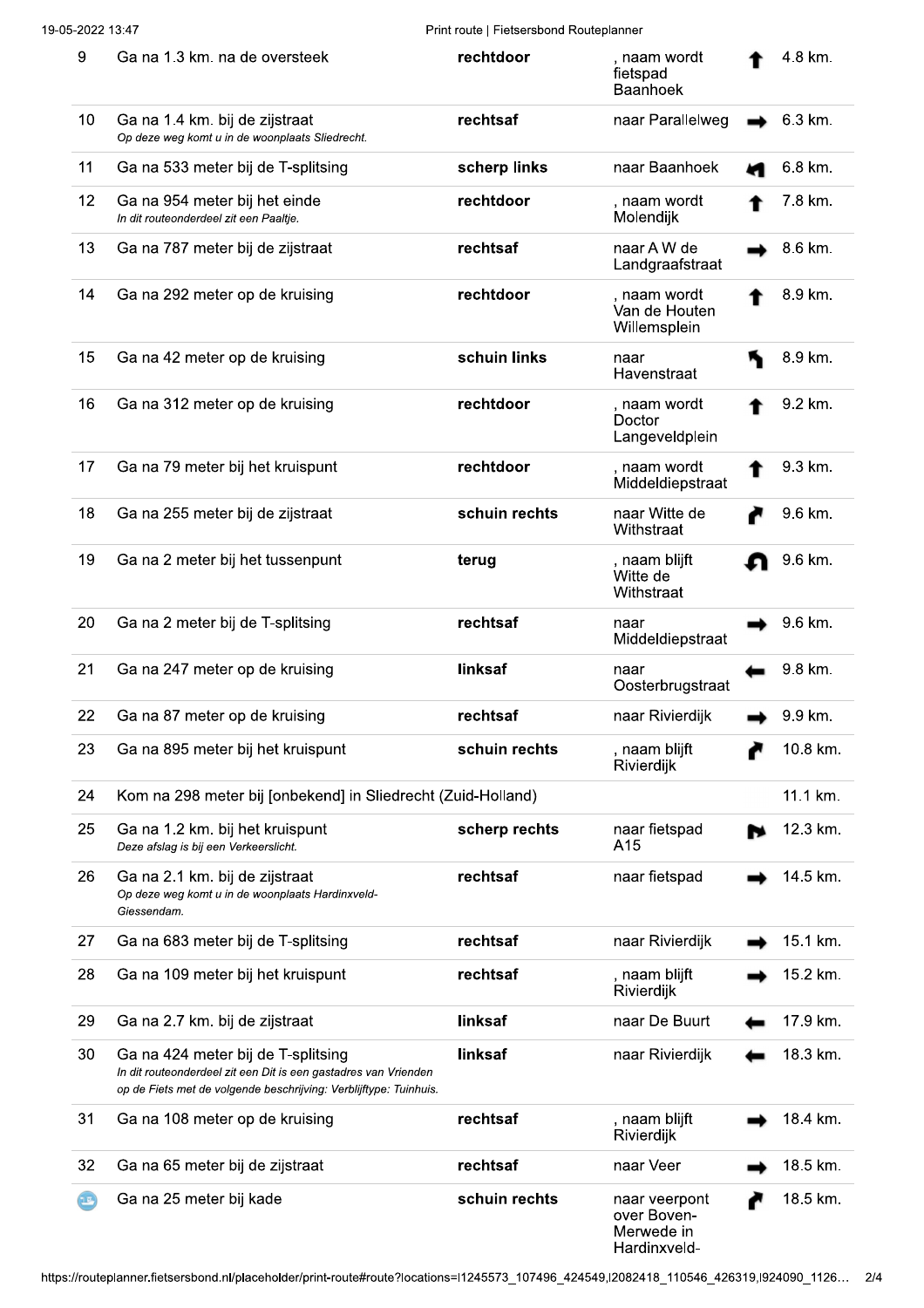| | | | | | |
|---|---|---|---|---|---|
| 9 | Ga na 1.3 km. na de oversteek | **rechtdoor** | , naam wordt fietspad Baanhoek | ↑ | 4.8 km. |
| 10 | Ga na 1.4 km. bij de zijstraat<br>*Op deze weg komt u in de woonplaats Sliedrecht.* | **rechtsaf** | naar Parallelweg | → | 6.3 km. |
| 11 | Ga na 533 meter bij de T-splitsing | **scherp links** | naar Baanhoek | | 6.8 km. |
| 12 | Ga na 954 meter bij het einde<br>*In dit routeonderdeel zit een Paaltje.* | **rechtdoor** | , naam wordt Molendijk | ↑ | 7.8 km. |
| 13 | Ga na 787 meter bij de zijstraat | **rechtsaf** | naar A W de Landgraafstraat | → | 8.6 km. |
| 14 | Ga na 292 meter op de kruising | **rechtdoor** | , naam wordt Van de Houten Willemsplein | ↑ | 8.9 km. |
| 15 | Ga na 42 meter op de kruising | **schuin links** | naar Havenstraat | | 8.9 km. |
| 16 | Ga na 312 meter op de kruising | **rechtdoor** | , naam wordt Doctor Langeveldplein | ↑ | 9.2 km. |
| 17 | Ga na 79 meter bij het kruispunt | **rechtdoor** | , naam wordt Middeldiepstraat | ↑ | 9.3 km. |
| 18 | Ga na 255 meter bij de zijstraat | **schuin rechts** | naar Witte de Withstraat | | 9.6 km. |
| 19 | Ga na 2 meter bij het tussenpunt | **terug** | , naam blijft Witte de Withstraat | | 9.6 km. |
| 20 | Ga na 2 meter bij de T-splitsing | **rechtsaf** | naar Middeldiepstraat | → | 9.6 km. |
| 21 | Ga na 247 meter op de kruising | **linksaf** | naar Oosterbrugstraat | ← | 9.8 km. |
| 22 | Ga na 87 meter op de kruising | **rechtsaf** | naar Rivierdijk | → | 9.9 km. |
| 23 | Ga na 895 meter bij het kruispunt | **schuin rechts** | , naam blijft Rivierdijk | | 10.8 km. |
| 24 | Kom na 298 meter bij [onbekend] in Sliedrecht (Zuid-Holland) | | | | 11.1 km. |
| 25 | Ga na 1.2 km. bij het kruispunt<br>*Deze afslag is bij een Verkeerslicht.* | **scherp rechts** | naar fietspad A15 | | 12.3 km. |
| 26 | Ga na 2.1 km. bij de zijstraat<br>*Op deze weg komt u in de woonplaats Hardinxveld-Giessendam.* | **rechtsaf** | naar fietspad | → | 14.5 km. |
| 27 | Ga na 683 meter bij de T-splitsing | **rechtsaf** | naar Rivierdijk | → | 15.1 km. |
| 28 | Ga na 109 meter bij het kruispunt | **rechtsaf** | , naam blijft Rivierdijk | → | 15.2 km. |
| 29 | Ga na 2.7 km. bij de zijstraat | **linksaf** | naar De Buurt | ← | 17.9 km. |
| 30 | Ga na 424 meter bij de T-splitsing<br>*In dit routeonderdeel zit een Dit is een gastadres van Vrienden op de Fiets met de volgende beschrijving: Verblijftype: Tuinhuis.* | **linksaf** | naar Rivierdijk | ← | 18.3 km. |
| 31 | Ga na 108 meter op de kruising | **rechtsaf** | , naam blijft Rivierdijk | → | 18.4 km. |
| 32 | Ga na 65 meter bij de zijstraat | **rechtsaf** | naar Veer | → | 18.5 km. |
| | Ga na 25 meter bij kade | **schuin rechts** | naar veerpont over Boven-Merwede in Hardinxveld- | | 18.5 km. |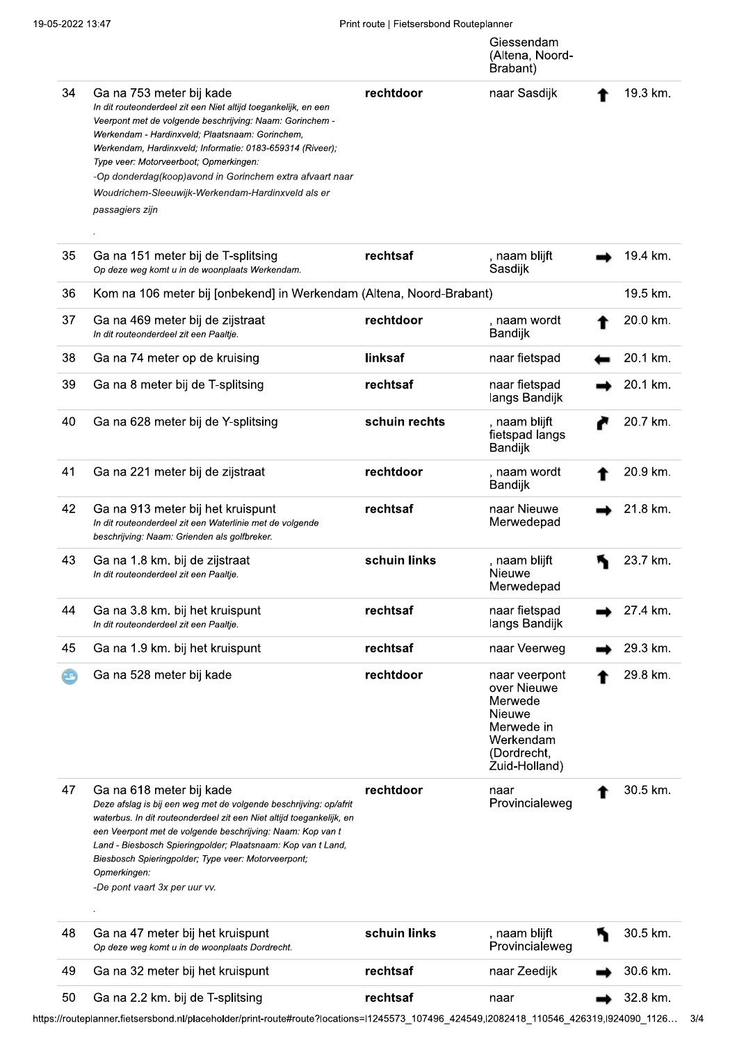| | | | | | |
|---|---|---|---|---|---|
| | | | Giessendam (Altena, Noord-Brabant) | | |
| 34 | Ga na 753 meter bij kade<br>*In dit routeonderdeel zit een Niet altijd toegankelijk, en een Veerpont met de volgende beschrijving: Naam: Gorinchem - Werkendam - Hardinxveld; Plaatsnaam: Gorinchem, Werkendam, Hardinxveld; Informatie: 0183-659314 (Riveer); Type veer: Motorveerboot; Opmerkingen:*<br>*-Op donderdag(koop)avond in Gorinchem extra afvaart naar Woudrichem-Sleeuwijk-Werkendam-Hardinxveld als er passagiers zijn*<br>. | **rechtdoor** | naar Sasdijk | ↑ | 19.3 km. |
| 35 | Ga na 151 meter bij de T-splitsing<br>*Op deze weg komt u in de woonplaats Werkendam.* | **rechtsaf** | , naam blijft Sasdijk | → | 19.4 km. |
| 36 | Kom na 106 meter bij [onbekend] in Werkendam (Altena, Noord-Brabant) | | | | 19.5 km. |
| 37 | Ga na 469 meter bij de zijstraat<br>*In dit routeonderdeel zit een Paaltje.* | **rechtdoor** | , naam wordt Bandijk | ↑ | 20.0 km. |
| 38 | Ga na 74 meter op de kruising | **linksaf** | naar fietspad | ← | 20.1 km. |
| 39 | Ga na 8 meter bij de T-splitsing | **rechtsaf** | naar fietspad langs Bandijk | → | 20.1 km. |
| 40 | Ga na 628 meter bij de Y-splitsing | **schuin rechts** | , naam blijft fietspad langs Bandijk | ↱ | 20.7 km. |
| 41 | Ga na 221 meter bij de zijstraat | **rechtdoor** | , naam wordt Bandijk | ↑ | 20.9 km. |
| 42 | Ga na 913 meter bij het kruispunt<br>*In dit routeonderdeel zit een Waterlinie met de volgende beschrijving: Naam: Grienden als golfbreker.* | **rechtsaf** | naar Nieuwe Merwedepad | → | 21.8 km. |
| 43 | Ga na 1.8 km. bij de zijstraat<br>*In dit routeonderdeel zit een Paaltje.* | **schuin links** | , naam blijft Nieuwe Merwedepad | ↰ | 23.7 km. |
| 44 | Ga na 3.8 km. bij het kruispunt<br>*In dit routeonderdeel zit een Paaltje.* | **rechtsaf** | naar fietspad langs Bandijk | → | 27.4 km. |
| 45 | Ga na 1.9 km. bij het kruispunt | **rechtsaf** | naar Veerweg | → | 29.3 km. |
| | Ga na 528 meter bij kade | **rechtdoor** | naar veerpont over Nieuwe Merwede Nieuwe Merwede in Werkendam (Dordrecht, Zuid-Holland) | ↑ | 29.8 km. |
| 47 | Ga na 618 meter bij kade<br>*Deze afslag is bij een weg met de volgende beschrijving: op/afrit waterbus. In dit routeonderdeel zit een Niet altijd toegankelijk, en een Veerpont met de volgende beschrijving: Naam: Kop van t Land - Biesbosch Spieringpolder; Plaatsnaam: Kop van t Land, Biesbosch Spieringpolder; Type veer: Motorveerpont; Opmerkingen:*<br>*-De pont vaart 3x per uur vv.*<br>. | **rechtdoor** | naar Provincialeweg | ↑ | 30.5 km. |
| 48 | Ga na 47 meter bij het kruispunt<br>*Op deze weg komt u in de woonplaats Dordrecht.* | **schuin links** | , naam blijft Provincialeweg | ↰ | 30.5 km. |
| 49 | Ga na 32 meter bij het kruispunt | **rechtsaf** | naar Zeedijk | → | 30.6 km. |
| 50 | Ga na 2.2 km. bij de T-splitsing | **rechtsaf** | naar | → | 32.8 km. |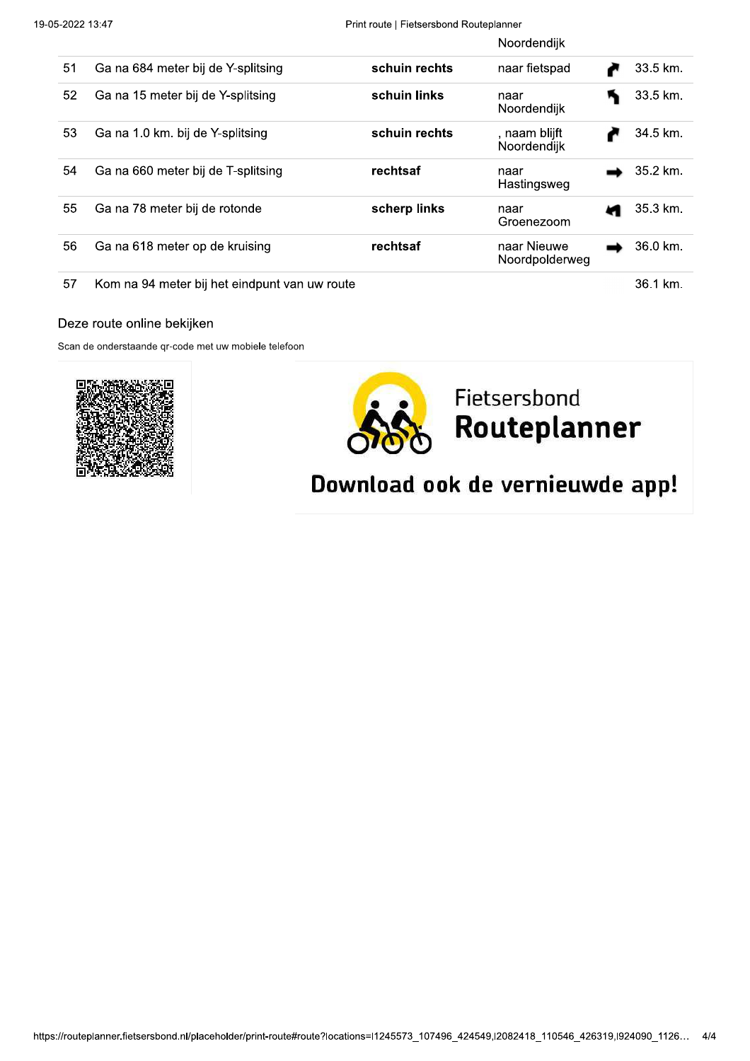| | | | | |
|---|---|---|---|---|
| | | | Noordendijk | |
| 51 | Ga na 684 meter bij de Y-splitsing | **schuin rechts** | naar fietspad | 33.5 km. |
| 52 | Ga na 15 meter bij de Y-splitsing | **schuin links** | naar Noordendijk | 33.5 km. |
| 53 | Ga na 1.0 km. bij de Y-splitsing | **schuin rechts** | , naam blijft Noordendijk | 34.5 km. |
| 54 | Ga na 660 meter bij de T-splitsing | **rechtsaf** | naar Hastingsweg | 35.2 km. |
| 55 | Ga na 78 meter bij de rotonde | **scherp links** | naar Groenezoom | 35.3 km. |
| 56 | Ga na 618 meter op de kruising | **rechtsaf** | naar Nieuwe Noordpolderweg | 36.0 km. |
| 57 | Kom na 94 meter bij het eindpunt van uw route | | | 36.1 km. |

Deze route online bekijken

Scan de onderstaande qr-code met uw mobiele telefoon

Fietsersbond **Routeplanner**

**Download ook de vernieuwde app!**